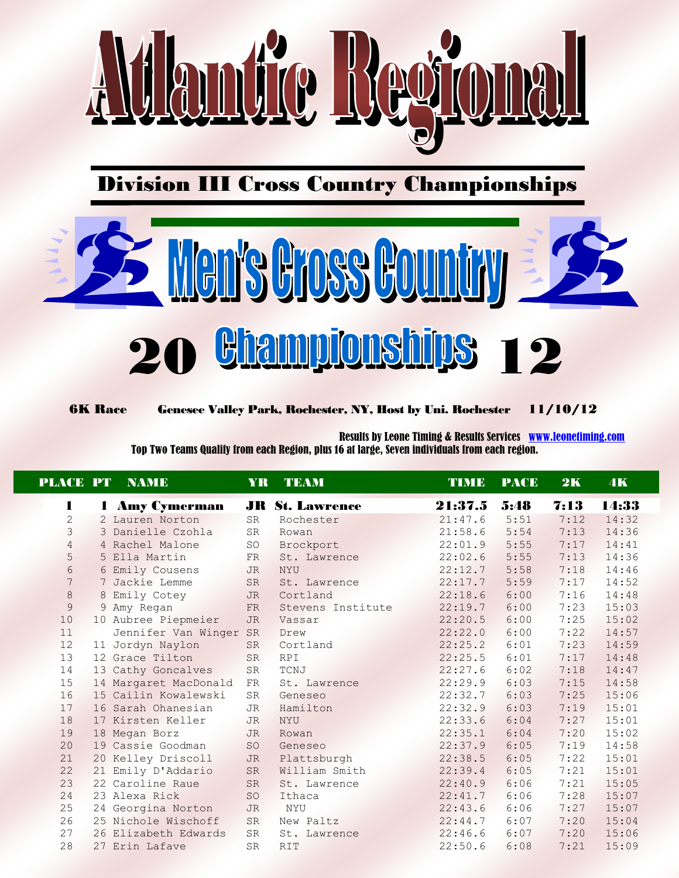# Atlantic Regional

## Division III Cross Country Championships

## Men's Cross Country

## 20 Championships 12

**6K Race** **Genesee Valley Park, Rochester, NY, Host by Uni. Rochester** **11/10/12**

Results by Leone Timing & Results Services www.leonetiming.com
Top Two Teams Qualify from each Region, plus 16 at large, Seven individuals from each region.

| PLACE | PT | NAME | YR | TEAM | TIME | PACE | 2K | 4K |
|---|---|---|---|---|---|---|---|---|
| **1** | **1** | **Amy Cymerman** | **JR** | **St. Lawrence** | **21:37.5** | **5:48** | **7:13** | **14:33** |
| 2 | 2 | Lauren Norton | SR | Rochester | 21:47.6 | 5:51 | 7:12 | 14:32 |
| 3 | 3 | Danielle Czohla | SR | Rowan | 21:58.6 | 5:54 | 7:13 | 14:36 |
| 4 | 4 | Rachel Malone | SO | Brockport | 22:01.9 | 5:55 | 7:17 | 14:41 |
| 5 | 5 | Ella Martin | FR | St. Lawrence | 22:02.6 | 5:55 | 7:13 | 14:36 |
| 6 | 6 | Emily Cousens | JR | NYU | 22:12.7 | 5:58 | 7:18 | 14:46 |
| 7 | 7 | Jackie Lemme | SR | St. Lawrence | 22:17.7 | 5:59 | 7:17 | 14:52 |
| 8 | 8 | Emily Cotey | JR | Cortland | 22:18.6 | 6:00 | 7:16 | 14:48 |
| 9 | 9 | Amy Regan | FR | Stevens Institute | 22:19.7 | 6:00 | 7:23 | 15:03 |
| 10 | 10 | Aubree Piepmeier | JR | Vassar | 22:20.5 | 6:00 | 7:25 | 15:02 |
| 11 | | Jennifer Van Winger | SR | Drew | 22:22.0 | 6:00 | 7:22 | 14:57 |
| 12 | 11 | Jordyn Naylon | SR | Cortland | 22:25.2 | 6:01 | 7:23 | 14:59 |
| 13 | 12 | Grace Tilton | SR | RPI | 22:25.5 | 6:01 | 7:17 | 14:48 |
| 14 | 13 | Cathy Goncalves | SR | TCNJ | 22:27.6 | 6:02 | 7:18 | 14:47 |
| 15 | 14 | Margaret MacDonald | FR | St. Lawrence | 22:29.9 | 6:03 | 7:15 | 14:58 |
| 16 | 15 | Cailin Kowalewski | SR | Geneseo | 22:32.7 | 6:03 | 7:25 | 15:06 |
| 17 | 16 | Sarah Ohanesian | JR | Hamilton | 22:32.9 | 6:03 | 7:19 | 15:01 |
| 18 | 17 | Kirsten Keller | JR | NYU | 22:33.6 | 6:04 | 7:27 | 15:01 |
| 19 | 18 | Megan Borz | JR | Rowan | 22:35.1 | 6:04 | 7:20 | 15:02 |
| 20 | 19 | Cassie Goodman | SO | Geneseo | 22:37.9 | 6:05 | 7:19 | 14:58 |
| 21 | 20 | Kelley Driscoll | JR | Plattsburgh | 22:38.5 | 6:05 | 7:22 | 15:01 |
| 22 | 21 | Emily D'Addario | SR | William Smith | 22:39.4 | 6:05 | 7:21 | 15:01 |
| 23 | 22 | Caroline Raue | SR | St. Lawrence | 22:40.9 | 6:06 | 7:21 | 15:05 |
| 24 | 23 | Alexa Rick | SO | Ithaca | 22:41.7 | 6:06 | 7:28 | 15:07 |
| 25 | 24 | Georgina Norton | JR | NYU | 22:43.6 | 6:06 | 7:27 | 15:07 |
| 26 | 25 | Nichole Wischoff | SR | New Paltz | 22:44.7 | 6:07 | 7:20 | 15:04 |
| 27 | 26 | Elizabeth Edwards | SR | St. Lawrence | 22:46.6 | 6:07 | 7:20 | 15:06 |
| 28 | 27 | Erin Lafave | SR | RIT | 22:50.6 | 6:08 | 7:21 | 15:09 |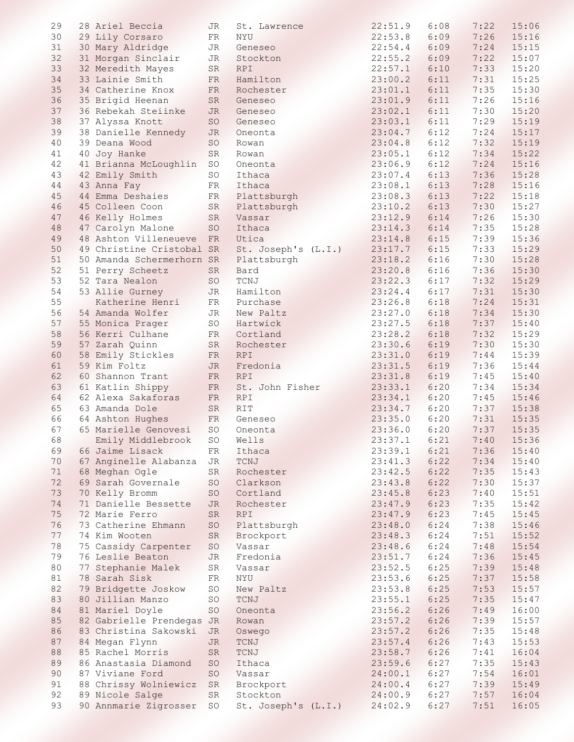| | | | | | | | | |
|---|---|---|---|---|---|---|---|---|
| 29 | 28 | Ariel Beccia | JR | St. Lawrence | 22:51.9 | 6:08 | 7:22 | 15:06 |
| 30 | 29 | Lily Corsaro | FR | NYU | 22:53.8 | 6:09 | 7:26 | 15:16 |
| 31 | 30 | Mary Aldridge | JR | Geneseo | 22:54.4 | 6:09 | 7:24 | 15:15 |
| 32 | 31 | Morgan Sinclair | JR | Stockton | 22:55.2 | 6:09 | 7:22 | 15:07 |
| 33 | 32 | Meredith Mayes | SR | RPI | 22:57.1 | 6:10 | 7:33 | 15:20 |
| 34 | 33 | Lainie Smith | FR | Hamilton | 23:00.2 | 6:11 | 7:31 | 15:25 |
| 35 | 34 | Catherine Knox | FR | Rochester | 23:01.1 | 6:11 | 7:35 | 15:30 |
| 36 | 35 | Brigid Heenan | SR | Geneseo | 23:01.9 | 6:11 | 7:26 | 15:16 |
| 37 | 36 | Rebekah Steiinke | JR | Geneseo | 23:02.1 | 6:11 | 7:30 | 15:20 |
| 38 | 37 | Alyssa Knott | SO | Geneseo | 23:03.1 | 6:11 | 7:29 | 15:19 |
| 39 | 38 | Danielle Kennedy | JR | Oneonta | 23:04.7 | 6:12 | 7:24 | 15:17 |
| 40 | 39 | Deana Wood | SO | Rowan | 23:04.8 | 6:12 | 7:32 | 15:19 |
| 41 | 40 | Joy Hanke | SR | Rowan | 23:05.1 | 6:12 | 7:34 | 15:22 |
| 42 | 41 | Brianna McLoughlin | SO | Oneonta | 23:06.9 | 6:12 | 7:24 | 15:16 |
| 43 | 42 | Emily Smith | SO | Ithaca | 23:07.4 | 6:13 | 7:36 | 15:28 |
| 44 | 43 | Anna Fay | FR | Ithaca | 23:08.1 | 6:13 | 7:28 | 15:16 |
| 45 | 44 | Emma Deshaies | FR | Plattsburgh | 23:08.3 | 6:13 | 7:22 | 15:18 |
| 46 | 45 | Colleen Coon | SR | Plattsburgh | 23:10.2 | 6:13 | 7:30 | 15:27 |
| 47 | 46 | Kelly Holmes | SR | Vassar | 23:12.9 | 6:14 | 7:26 | 15:30 |
| 48 | 47 | Carolyn Malone | SO | Ithaca | 23:14.3 | 6:14 | 7:35 | 15:28 |
| 49 | 48 | Ashton Villeneueve | FR | Utica | 23:14.8 | 6:15 | 7:39 | 15:36 |
| 50 | 49 | Christine Cristobal | SR | St. Joseph's (L.I.) | 23:17.7 | 6:15 | 7:33 | 15:29 |
| 51 | 50 | Amanda Schermerhorn | SR | Plattsburgh | 23:18.2 | 6:16 | 7:30 | 15:28 |
| 52 | 51 | Perry Scheetz | SR | Bard | 23:20.8 | 6:16 | 7:36 | 15:30 |
| 53 | 52 | Tara Nealon | SO | TCNJ | 23:22.3 | 6:17 | 7:32 | 15:29 |
| 54 | 53 | Allie Gurney | JR | Hamilton | 23:24.4 | 6:17 | 7:31 | 15:30 |
| 55 | | Katherine Henri | FR | Purchase | 23:26.8 | 6:18 | 7:24 | 15:31 |
| 56 | 54 | Amanda Wolfer | JR | New Paltz | 23:27.0 | 6:18 | 7:34 | 15:30 |
| 57 | 55 | Monica Prager | SO | Hartwick | 23:27.5 | 6:18 | 7:37 | 15:40 |
| 58 | 56 | Kerri Culhane | FR | Cortland | 23:28.2 | 6:18 | 7:32 | 15:29 |
| 59 | 57 | Zarah Quinn | SR | Rochester | 23:30.6 | 6:19 | 7:30 | 15:30 |
| 60 | 58 | Emily Stickles | FR | RPI | 23:31.0 | 6:19 | 7:44 | 15:39 |
| 61 | 59 | Kim Foltz | JR | Fredonia | 23:31.5 | 6:19 | 7:36 | 15:44 |
| 62 | 60 | Shannon Trant | FR | RPI | 23:31.8 | 6:19 | 7:45 | 15:40 |
| 63 | 61 | Katlin Shippy | FR | St. John Fisher | 23:33.1 | 6:20 | 7:34 | 15:34 |
| 64 | 62 | Alexa Sakaforas | FR | RPI | 23:34.1 | 6:20 | 7:45 | 15:46 |
| 65 | 63 | Amanda Dole | SR | RIT | 23:34.7 | 6:20 | 7:37 | 15:38 |
| 66 | 64 | Ashton Hughes | FR | Geneseo | 23:35.0 | 6:20 | 7:31 | 15:35 |
| 67 | 65 | Marielle Genovesi | SO | Oneonta | 23:36.0 | 6:20 | 7:37 | 15:35 |
| 68 | | Emily Middlebrook | SO | Wells | 23:37.1 | 6:21 | 7:40 | 15:36 |
| 69 | 66 | Jaime Lisack | FR | Ithaca | 23:39.1 | 6:21 | 7:36 | 15:40 |
| 70 | 67 | Anginelle Alabanza | JR | TCNJ | 23:41.3 | 6:22 | 7:34 | 15:40 |
| 71 | 68 | Meghan Ogle | SR | Rochester | 23:42.5 | 6:22 | 7:35 | 15:43 |
| 72 | 69 | Sarah Governale | SO | Clarkson | 23:43.8 | 6:22 | 7:30 | 15:37 |
| 73 | 70 | Kelly Bromm | SO | Cortland | 23:45.8 | 6:23 | 7:40 | 15:51 |
| 74 | 71 | Danielle Bessette | JR | Rochester | 23:47.9 | 6:23 | 7:35 | 15:42 |
| 75 | 72 | Marie Ferro | SR | RPI | 23:47.9 | 6:23 | 7:45 | 15:45 |
| 76 | 73 | Catherine Ehmann | SO | Plattsburgh | 23:48.0 | 6:24 | 7:38 | 15:46 |
| 77 | 74 | Kim Wooten | SR | Brockport | 23:48.3 | 6:24 | 7:51 | 15:52 |
| 78 | 75 | Cassidy Carpenter | SO | Vassar | 23:48.6 | 6:24 | 7:48 | 15:54 |
| 79 | 76 | Leslie Beaton | JR | Fredonia | 23:51.7 | 6:24 | 7:36 | 15:45 |
| 80 | 77 | Stephanie Malek | SR | Vassar | 23:52.5 | 6:25 | 7:39 | 15:48 |
| 81 | 78 | Sarah Sisk | FR | NYU | 23:53.6 | 6:25 | 7:37 | 15:58 |
| 82 | 79 | Bridgette Joskow | SO | New Paltz | 23:53.8 | 6:25 | 7:53 | 15:57 |
| 83 | 80 | Jillian Manzo | SO | TCNJ | 23:55.1 | 6:25 | 7:35 | 15:47 |
| 84 | 81 | Mariel Doyle | SO | Oneonta | 23:56.2 | 6:26 | 7:49 | 16:00 |
| 85 | 82 | Gabrielle Prendegas | JR | Rowan | 23:57.2 | 6:26 | 7:39 | 15:57 |
| 86 | 83 | Christina Sakowski | JR | Oswego | 23:57.2 | 6:26 | 7:35 | 15:48 |
| 87 | 84 | Megan Flynn | JR | TCNJ | 23:57.4 | 6:26 | 7:43 | 15:53 |
| 88 | 85 | Rachel Morris | SR | TCNJ | 23:58.7 | 6:26 | 7:41 | 16:04 |
| 89 | 86 | Anastasia Diamond | SO | Ithaca | 23:59.6 | 6:27 | 7:35 | 15:43 |
| 90 | 87 | Viviane Ford | SO | Vassar | 24:00.1 | 6:27 | 7:54 | 16:01 |
| 91 | 88 | Chrissy Wolniewicz | SR | Brockport | 24:00.4 | 6:27 | 7:39 | 15:49 |
| 92 | 89 | Nicole Salge | SR | Stockton | 24:00.9 | 6:27 | 7:57 | 16:04 |
| 93 | 90 | Annmarie Zigrosser | SO | St. Joseph's (L.I.) | 24:02.9 | 6:27 | 7:51 | 16:05 |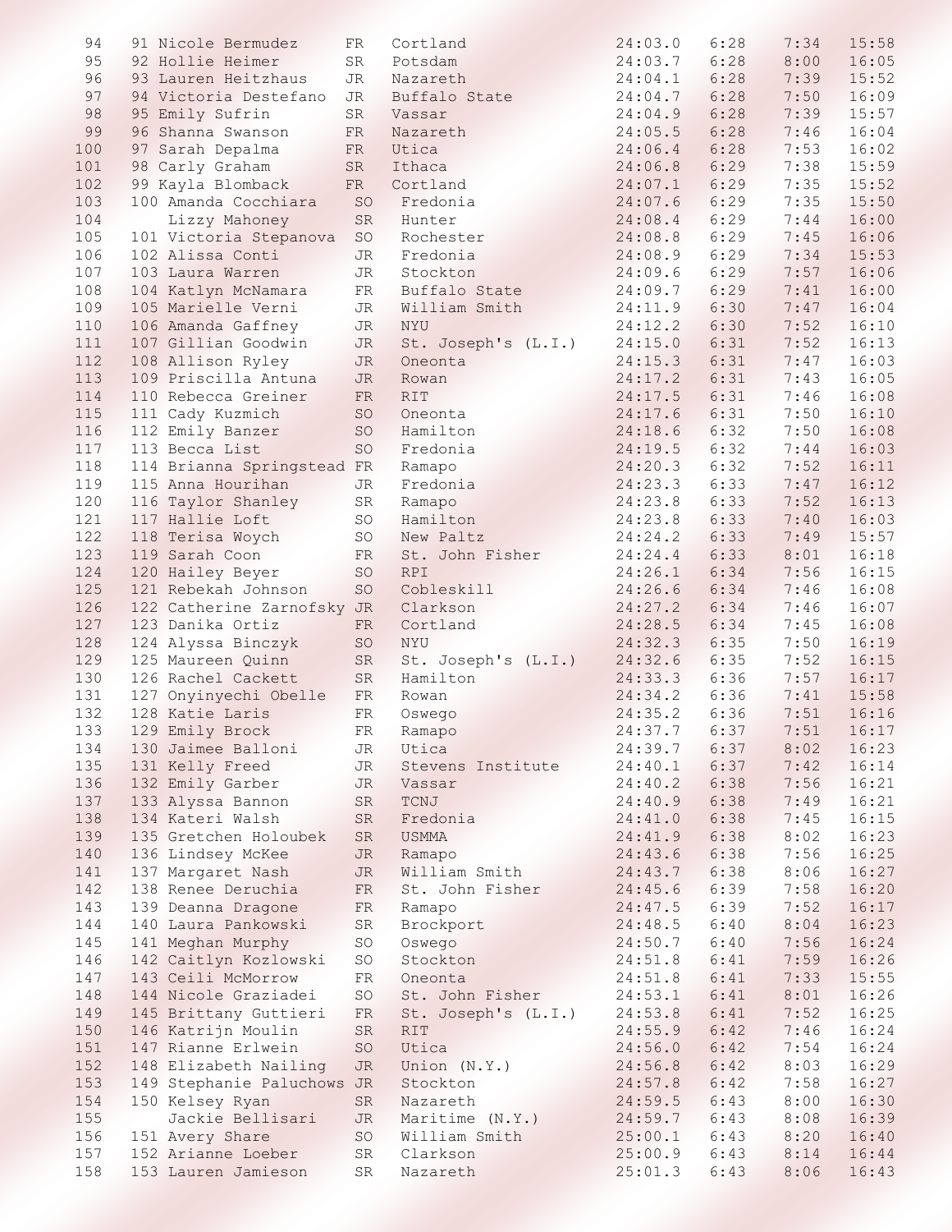| | | | | | | | |
|---|---|---|---|---|---|---|---|
| 94 | 91 | Nicole Bermudez | FR | Cortland | 24:03.0 | 6:28 | 7:34 | 15:58 |
| 95 | 92 | Hollie Heimer | SR | Potsdam | 24:03.7 | 6:28 | 8:00 | 16:05 |
| 96 | 93 | Lauren Heitzhaus | JR | Nazareth | 24:04.1 | 6:28 | 7:39 | 15:52 |
| 97 | 94 | Victoria Destefano | JR | Buffalo State | 24:04.7 | 6:28 | 7:50 | 16:09 |
| 98 | 95 | Emily Sufrin | SR | Vassar | 24:04.9 | 6:28 | 7:39 | 15:57 |
| 99 | 96 | Shanna Swanson | FR | Nazareth | 24:05.5 | 6:28 | 7:46 | 16:04 |
| 100 | 97 | Sarah Depalma | FR | Utica | 24:06.4 | 6:28 | 7:53 | 16:02 |
| 101 | 98 | Carly Graham | SR | Ithaca | 24:06.8 | 6:29 | 7:38 | 15:59 |
| 102 | 99 | Kayla Blomback | FR | Cortland | 24:07.1 | 6:29 | 7:35 | 15:52 |
| 103 | 100 | Amanda Cocchiara | SO | Fredonia | 24:07.6 | 6:29 | 7:35 | 15:50 |
| 104 | | Lizzy Mahoney | SR | Hunter | 24:08.4 | 6:29 | 7:44 | 16:00 |
| 105 | 101 | Victoria Stepanova | SO | Rochester | 24:08.8 | 6:29 | 7:45 | 16:06 |
| 106 | 102 | Alissa Conti | JR | Fredonia | 24:08.9 | 6:29 | 7:34 | 15:53 |
| 107 | 103 | Laura Warren | JR | Stockton | 24:09.6 | 6:29 | 7:57 | 16:06 |
| 108 | 104 | Katlyn McNamara | FR | Buffalo State | 24:09.7 | 6:29 | 7:41 | 16:00 |
| 109 | 105 | Marielle Verni | JR | William Smith | 24:11.9 | 6:30 | 7:47 | 16:04 |
| 110 | 106 | Amanda Gaffney | JR | NYU | 24:12.2 | 6:30 | 7:52 | 16:10 |
| 111 | 107 | Gillian Goodwin | JR | St. Joseph's (L.I.) | 24:15.0 | 6:31 | 7:52 | 16:13 |
| 112 | 108 | Allison Ryley | JR | Oneonta | 24:15.3 | 6:31 | 7:47 | 16:03 |
| 113 | 109 | Priscilla Antuna | JR | Rowan | 24:17.2 | 6:31 | 7:43 | 16:05 |
| 114 | 110 | Rebecca Greiner | FR | RIT | 24:17.5 | 6:31 | 7:46 | 16:08 |
| 115 | 111 | Cady Kuzmich | SO | Oneonta | 24:17.6 | 6:31 | 7:50 | 16:10 |
| 116 | 112 | Emily Banzer | SO | Hamilton | 24:18.6 | 6:32 | 7:50 | 16:08 |
| 117 | 113 | Becca List | SO | Fredonia | 24:19.5 | 6:32 | 7:44 | 16:03 |
| 118 | 114 | Brianna Springstead | FR | Ramapo | 24:20.3 | 6:32 | 7:52 | 16:11 |
| 119 | 115 | Anna Hourihan | JR | Fredonia | 24:23.3 | 6:33 | 7:47 | 16:12 |
| 120 | 116 | Taylor Shanley | SR | Ramapo | 24:23.8 | 6:33 | 7:52 | 16:13 |
| 121 | 117 | Hallie Loft | SO | Hamilton | 24:23.8 | 6:33 | 7:40 | 16:03 |
| 122 | 118 | Terisa Woych | SO | New Paltz | 24:24.2 | 6:33 | 7:49 | 15:57 |
| 123 | 119 | Sarah Coon | FR | St. John Fisher | 24:24.4 | 6:33 | 8:01 | 16:18 |
| 124 | 120 | Hailey Beyer | SO | RPI | 24:26.1 | 6:34 | 7:56 | 16:15 |
| 125 | 121 | Rebekah Johnson | SO | Cobleskill | 24:26.6 | 6:34 | 7:46 | 16:08 |
| 126 | 122 | Catherine Zarnofsky | JR | Clarkson | 24:27.2 | 6:34 | 7:46 | 16:07 |
| 127 | 123 | Danika Ortiz | FR | Cortland | 24:28.5 | 6:34 | 7:45 | 16:08 |
| 128 | 124 | Alyssa Binczyk | SO | NYU | 24:32.3 | 6:35 | 7:50 | 16:19 |
| 129 | 125 | Maureen Quinn | SR | St. Joseph's (L.I.) | 24:32.6 | 6:35 | 7:52 | 16:15 |
| 130 | 126 | Rachel Cackett | SR | Hamilton | 24:33.3 | 6:36 | 7:57 | 16:17 |
| 131 | 127 | Onyinyechi Obelle | FR | Rowan | 24:34.2 | 6:36 | 7:41 | 15:58 |
| 132 | 128 | Katie Laris | FR | Oswego | 24:35.2 | 6:36 | 7:51 | 16:16 |
| 133 | 129 | Emily Brock | FR | Ramapo | 24:37.7 | 6:37 | 7:51 | 16:17 |
| 134 | 130 | Jaimee Balloni | JR | Utica | 24:39.7 | 6:37 | 8:02 | 16:23 |
| 135 | 131 | Kelly Freed | JR | Stevens Institute | 24:40.1 | 6:37 | 7:42 | 16:14 |
| 136 | 132 | Emily Garber | JR | Vassar | 24:40.2 | 6:38 | 7:56 | 16:21 |
| 137 | 133 | Alyssa Bannon | SR | TCNJ | 24:40.9 | 6:38 | 7:49 | 16:21 |
| 138 | 134 | Kateri Walsh | SR | Fredonia | 24:41.0 | 6:38 | 7:45 | 16:15 |
| 139 | 135 | Gretchen Holoubek | SR | USMMA | 24:41.9 | 6:38 | 8:02 | 16:23 |
| 140 | 136 | Lindsey McKee | JR | Ramapo | 24:43.6 | 6:38 | 7:56 | 16:25 |
| 141 | 137 | Margaret Nash | JR | William Smith | 24:43.7 | 6:38 | 8:06 | 16:27 |
| 142 | 138 | Renee Deruchia | FR | St. John Fisher | 24:45.6 | 6:39 | 7:58 | 16:20 |
| 143 | 139 | Deanna Dragone | FR | Ramapo | 24:47.5 | 6:39 | 7:52 | 16:17 |
| 144 | 140 | Laura Pankowski | SR | Brockport | 24:48.5 | 6:40 | 8:04 | 16:23 |
| 145 | 141 | Meghan Murphy | SO | Oswego | 24:50.7 | 6:40 | 7:56 | 16:24 |
| 146 | 142 | Caitlyn Kozlowski | SO | Stockton | 24:51.8 | 6:41 | 7:59 | 16:26 |
| 147 | 143 | Ceili McMorrow | FR | Oneonta | 24:51.8 | 6:41 | 7:33 | 15:55 |
| 148 | 144 | Nicole Graziadei | SO | St. John Fisher | 24:53.1 | 6:41 | 8:01 | 16:26 |
| 149 | 145 | Brittany Guttieri | FR | St. Joseph's (L.I.) | 24:53.8 | 6:41 | 7:52 | 16:25 |
| 150 | 146 | Katrijn Moulin | SR | RIT | 24:55.9 | 6:42 | 7:46 | 16:24 |
| 151 | 147 | Rianne Erlwein | SO | Utica | 24:56.0 | 6:42 | 7:54 | 16:24 |
| 152 | 148 | Elizabeth Nailing | JR | Union (N.Y.) | 24:56.8 | 6:42 | 8:03 | 16:29 |
| 153 | 149 | Stephanie Paluchows | JR | Stockton | 24:57.8 | 6:42 | 7:58 | 16:27 |
| 154 | 150 | Kelsey Ryan | SR | Nazareth | 24:59.5 | 6:43 | 8:00 | 16:30 |
| 155 | | Jackie Bellisari | JR | Maritime (N.Y.) | 24:59.7 | 6:43 | 8:08 | 16:39 |
| 156 | 151 | Avery Share | SO | William Smith | 25:00.1 | 6:43 | 8:20 | 16:40 |
| 157 | 152 | Arianne Loeber | SR | Clarkson | 25:00.9 | 6:43 | 8:14 | 16:44 |
| 158 | 153 | Lauren Jamieson | SR | Nazareth | 25:01.3 | 6:43 | 8:06 | 16:43 |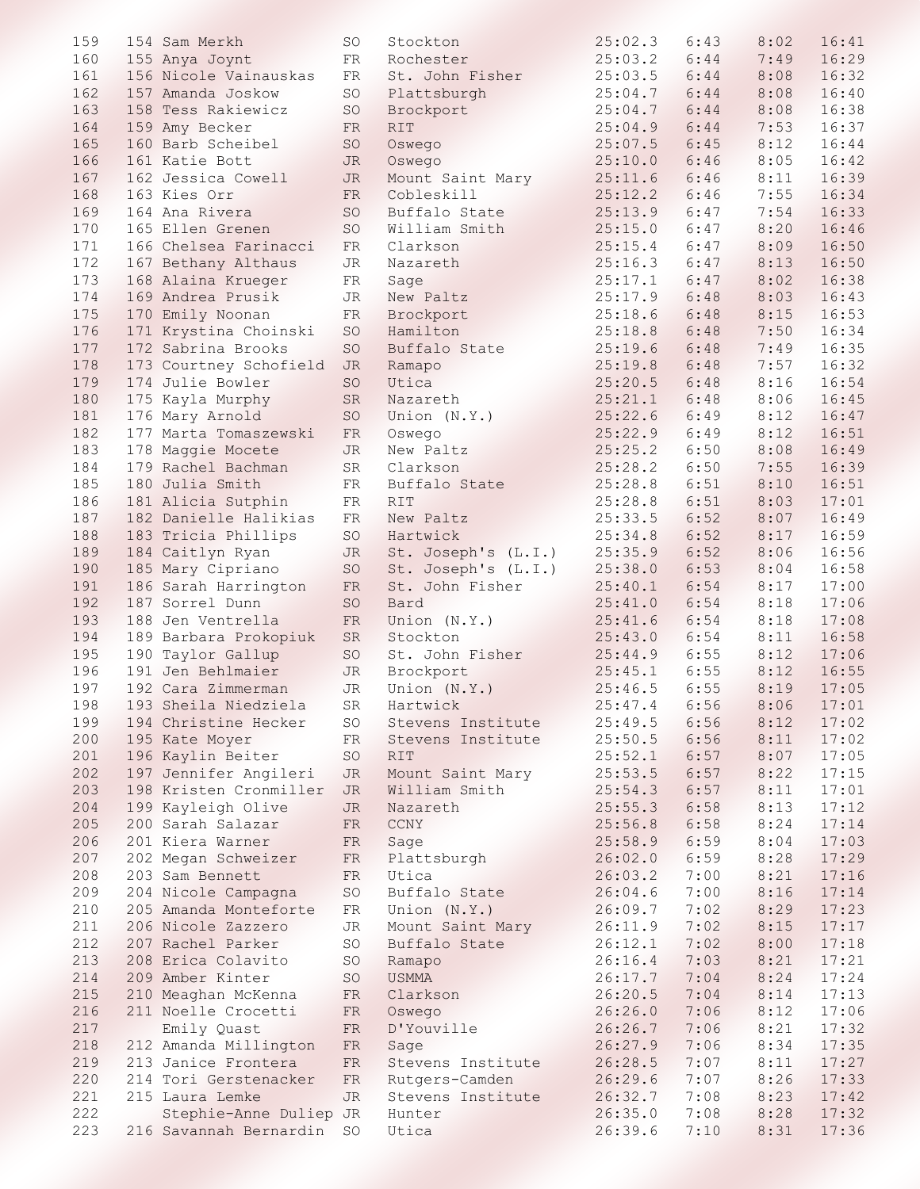| | | | | | | | | |
|---|---|---|---|---|---|---|---|---|
| 159 | 154 | Sam Merkh | SO | Stockton | 25:02.3 | 6:43 | 8:02 | 16:41 |
| 160 | 155 | Anya Joynt | FR | Rochester | 25:03.2 | 6:44 | 7:49 | 16:29 |
| 161 | 156 | Nicole Vainauskas | FR | St. John Fisher | 25:03.5 | 6:44 | 8:08 | 16:32 |
| 162 | 157 | Amanda Joskow | SO | Plattsburgh | 25:04.7 | 6:44 | 8:08 | 16:40 |
| 163 | 158 | Tess Rakiewicz | SO | Brockport | 25:04.7 | 6:44 | 8:08 | 16:38 |
| 164 | 159 | Amy Becker | FR | RIT | 25:04.9 | 6:44 | 7:53 | 16:37 |
| 165 | 160 | Barb Scheibel | SO | Oswego | 25:07.5 | 6:45 | 8:12 | 16:44 |
| 166 | 161 | Katie Bott | JR | Oswego | 25:10.0 | 6:46 | 8:05 | 16:42 |
| 167 | 162 | Jessica Cowell | JR | Mount Saint Mary | 25:11.6 | 6:46 | 8:11 | 16:39 |
| 168 | 163 | Kies Orr | FR | Cobleskill | 25:12.2 | 6:46 | 7:55 | 16:34 |
| 169 | 164 | Ana Rivera | SO | Buffalo State | 25:13.9 | 6:47 | 7:54 | 16:33 |
| 170 | 165 | Ellen Grenen | SO | William Smith | 25:15.0 | 6:47 | 8:20 | 16:46 |
| 171 | 166 | Chelsea Farinacci | FR | Clarkson | 25:15.4 | 6:47 | 8:09 | 16:50 |
| 172 | 167 | Bethany Althaus | JR | Nazareth | 25:16.3 | 6:47 | 8:13 | 16:50 |
| 173 | 168 | Alaina Krueger | FR | Sage | 25:17.1 | 6:47 | 8:02 | 16:38 |
| 174 | 169 | Andrea Prusik | JR | New Paltz | 25:17.9 | 6:48 | 8:03 | 16:43 |
| 175 | 170 | Emily Noonan | FR | Brockport | 25:18.6 | 6:48 | 8:15 | 16:53 |
| 176 | 171 | Krystina Choinski | SO | Hamilton | 25:18.8 | 6:48 | 7:50 | 16:34 |
| 177 | 172 | Sabrina Brooks | SO | Buffalo State | 25:19.6 | 6:48 | 7:49 | 16:35 |
| 178 | 173 | Courtney Schofield | JR | Ramapo | 25:19.8 | 6:48 | 7:57 | 16:32 |
| 179 | 174 | Julie Bowler | SO | Utica | 25:20.5 | 6:48 | 8:16 | 16:54 |
| 180 | 175 | Kayla Murphy | SR | Nazareth | 25:21.1 | 6:48 | 8:06 | 16:45 |
| 181 | 176 | Mary Arnold | SO | Union (N.Y.) | 25:22.6 | 6:49 | 8:12 | 16:47 |
| 182 | 177 | Marta Tomaszewski | FR | Oswego | 25:22.9 | 6:49 | 8:12 | 16:51 |
| 183 | 178 | Maggie Mocete | JR | New Paltz | 25:25.2 | 6:50 | 8:08 | 16:49 |
| 184 | 179 | Rachel Bachman | SR | Clarkson | 25:28.2 | 6:50 | 7:55 | 16:39 |
| 185 | 180 | Julia Smith | FR | Buffalo State | 25:28.8 | 6:51 | 8:10 | 16:51 |
| 186 | 181 | Alicia Sutphin | FR | RIT | 25:28.8 | 6:51 | 8:03 | 17:01 |
| 187 | 182 | Danielle Halikias | FR | New Paltz | 25:33.5 | 6:52 | 8:07 | 16:49 |
| 188 | 183 | Tricia Phillips | SO | Hartwick | 25:34.8 | 6:52 | 8:17 | 16:59 |
| 189 | 184 | Caitlyn Ryan | JR | St. Joseph's (L.I.) | 25:35.9 | 6:52 | 8:06 | 16:56 |
| 190 | 185 | Mary Cipriano | SO | St. Joseph's (L.I.) | 25:38.0 | 6:53 | 8:04 | 16:58 |
| 191 | 186 | Sarah Harrington | FR | St. John Fisher | 25:40.1 | 6:54 | 8:17 | 17:00 |
| 192 | 187 | Sorrel Dunn | SO | Bard | 25:41.0 | 6:54 | 8:18 | 17:06 |
| 193 | 188 | Jen Ventrella | FR | Union (N.Y.) | 25:41.6 | 6:54 | 8:18 | 17:08 |
| 194 | 189 | Barbara Prokopiuk | SR | Stockton | 25:43.0 | 6:54 | 8:11 | 16:58 |
| 195 | 190 | Taylor Gallup | SO | St. John Fisher | 25:44.9 | 6:55 | 8:12 | 17:06 |
| 196 | 191 | Jen Behlmaier | JR | Brockport | 25:45.1 | 6:55 | 8:12 | 16:55 |
| 197 | 192 | Cara Zimmerman | JR | Union (N.Y.) | 25:46.5 | 6:55 | 8:19 | 17:05 |
| 198 | 193 | Sheila Niedziela | SR | Hartwick | 25:47.4 | 6:56 | 8:06 | 17:01 |
| 199 | 194 | Christine Hecker | SO | Stevens Institute | 25:49.5 | 6:56 | 8:12 | 17:02 |
| 200 | 195 | Kate Moyer | FR | Stevens Institute | 25:50.5 | 6:56 | 8:11 | 17:02 |
| 201 | 196 | Kaylin Beiter | SO | RIT | 25:52.1 | 6:57 | 8:07 | 17:05 |
| 202 | 197 | Jennifer Angileri | JR | Mount Saint Mary | 25:53.5 | 6:57 | 8:22 | 17:15 |
| 203 | 198 | Kristen Cronmiller | JR | William Smith | 25:54.3 | 6:57 | 8:11 | 17:01 |
| 204 | 199 | Kayleigh Olive | JR | Nazareth | 25:55.3 | 6:58 | 8:13 | 17:12 |
| 205 | 200 | Sarah Salazar | FR | CCNY | 25:56.8 | 6:58 | 8:24 | 17:14 |
| 206 | 201 | Kiera Warner | FR | Sage | 25:58.9 | 6:59 | 8:04 | 17:03 |
| 207 | 202 | Megan Schweizer | FR | Plattsburgh | 26:02.0 | 6:59 | 8:28 | 17:29 |
| 208 | 203 | Sam Bennett | FR | Utica | 26:03.2 | 7:00 | 8:21 | 17:16 |
| 209 | 204 | Nicole Campagna | SO | Buffalo State | 26:04.6 | 7:00 | 8:16 | 17:14 |
| 210 | 205 | Amanda Monteforte | FR | Union (N.Y.) | 26:09.7 | 7:02 | 8:29 | 17:23 |
| 211 | 206 | Nicole Zazzero | JR | Mount Saint Mary | 26:11.9 | 7:02 | 8:15 | 17:17 |
| 212 | 207 | Rachel Parker | SO | Buffalo State | 26:12.1 | 7:02 | 8:00 | 17:18 |
| 213 | 208 | Erica Colavito | SO | Ramapo | 26:16.4 | 7:03 | 8:21 | 17:21 |
| 214 | 209 | Amber Kinter | SO | USMMA | 26:17.7 | 7:04 | 8:24 | 17:24 |
| 215 | 210 | Meaghan McKenna | FR | Clarkson | 26:20.5 | 7:04 | 8:14 | 17:13 |
| 216 | 211 | Noelle Crocetti | FR | Oswego | 26:26.0 | 7:06 | 8:12 | 17:06 |
| 217 | | Emily Quast | FR | D'Youville | 26:26.7 | 7:06 | 8:21 | 17:32 |
| 218 | 212 | Amanda Millington | FR | Sage | 26:27.9 | 7:06 | 8:34 | 17:35 |
| 219 | 213 | Janice Frontera | FR | Stevens Institute | 26:28.5 | 7:07 | 8:11 | 17:27 |
| 220 | 214 | Tori Gerstenacker | FR | Rutgers-Camden | 26:29.6 | 7:07 | 8:26 | 17:33 |
| 221 | 215 | Laura Lemke | JR | Stevens Institute | 26:32.7 | 7:08 | 8:23 | 17:42 |
| 222 | | Stephie-Anne Duliep | JR | Hunter | 26:35.0 | 7:08 | 8:28 | 17:32 |
| 223 | 216 | Savannah Bernardin | SO | Utica | 26:39.6 | 7:10 | 8:31 | 17:36 |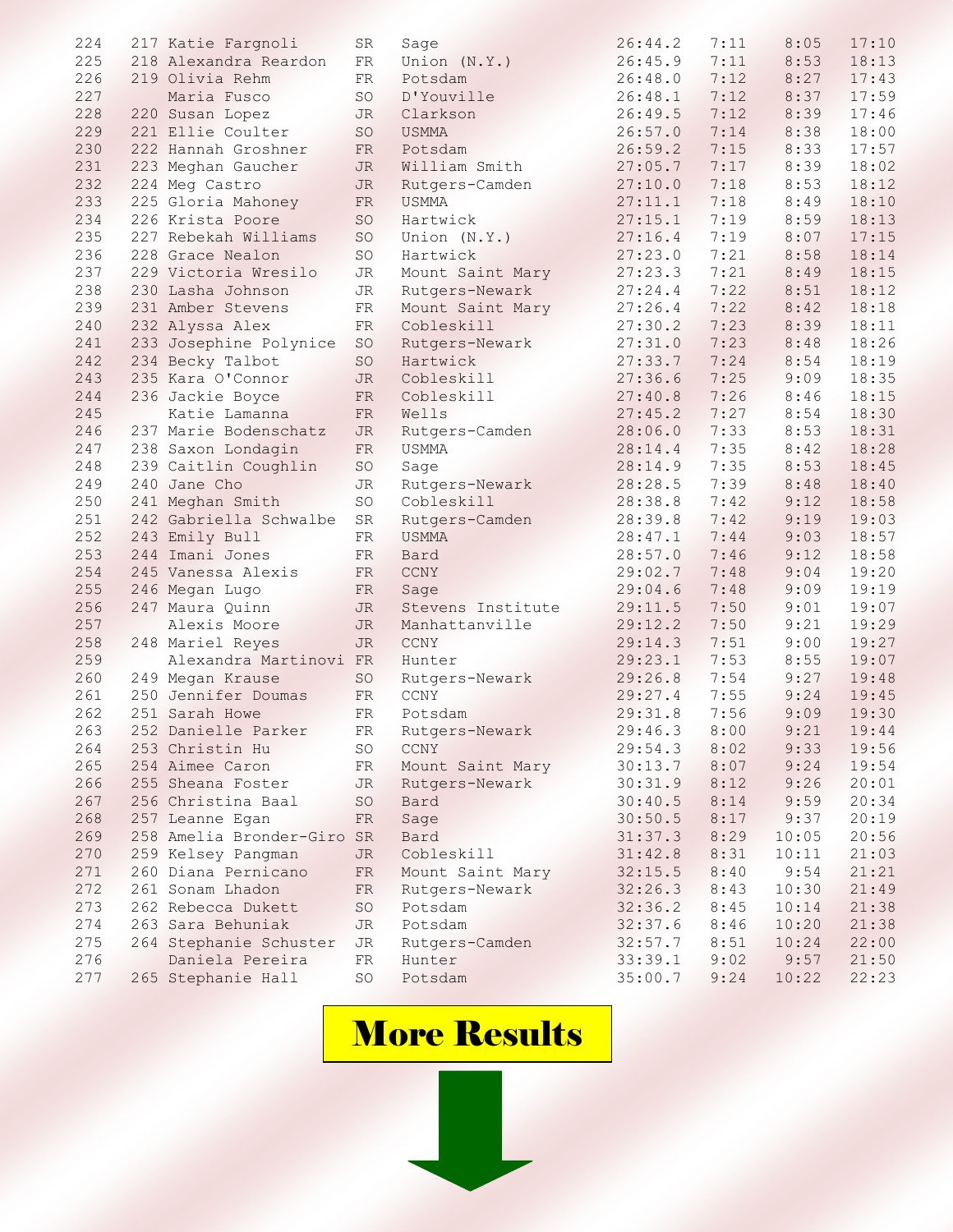| Place | Team Place | Name | Year | School | Time | Pace | Split 1 | Split 2 |
|---|---|---|---|---|---|---|---|---|
| 224 | 217 | Katie Fargnoli | SR | Sage | 26:44.2 | 7:11 | 8:05 | 17:10 |
| 225 | 218 | Alexandra Reardon | FR | Union (N.Y.) | 26:45.9 | 7:11 | 8:53 | 18:13 |
| 226 | 219 | Olivia Rehm | FR | Potsdam | 26:48.0 | 7:12 | 8:27 | 17:43 |
| 227 | | Maria Fusco | SO | D'Youville | 26:48.1 | 7:12 | 8:37 | 17:59 |
| 228 | 220 | Susan Lopez | JR | Clarkson | 26:49.5 | 7:12 | 8:39 | 17:46 |
| 229 | 221 | Ellie Coulter | SO | USMMA | 26:57.0 | 7:14 | 8:38 | 18:00 |
| 230 | 222 | Hannah Groshner | FR | Potsdam | 26:59.2 | 7:15 | 8:33 | 17:57 |
| 231 | 223 | Meghan Gaucher | JR | William Smith | 27:05.7 | 7:17 | 8:39 | 18:02 |
| 232 | 224 | Meg Castro | JR | Rutgers-Camden | 27:10.0 | 7:18 | 8:53 | 18:12 |
| 233 | 225 | Gloria Mahoney | FR | USMMA | 27:11.1 | 7:18 | 8:49 | 18:10 |
| 234 | 226 | Krista Poore | SO | Hartwick | 27:15.1 | 7:19 | 8:59 | 18:13 |
| 235 | 227 | Rebekah Williams | SO | Union (N.Y.) | 27:16.4 | 7:19 | 8:07 | 17:15 |
| 236 | 228 | Grace Nealon | SO | Hartwick | 27:23.0 | 7:21 | 8:58 | 18:14 |
| 237 | 229 | Victoria Wresilo | JR | Mount Saint Mary | 27:23.3 | 7:21 | 8:49 | 18:15 |
| 238 | 230 | Lasha Johnson | JR | Rutgers-Newark | 27:24.4 | 7:22 | 8:51 | 18:12 |
| 239 | 231 | Amber Stevens | FR | Mount Saint Mary | 27:26.4 | 7:22 | 8:42 | 18:18 |
| 240 | 232 | Alyssa Alex | FR | Cobleskill | 27:30.2 | 7:23 | 8:39 | 18:11 |
| 241 | 233 | Josephine Polynice | SO | Rutgers-Newark | 27:31.0 | 7:23 | 8:48 | 18:26 |
| 242 | 234 | Becky Talbot | SO | Hartwick | 27:33.7 | 7:24 | 8:54 | 18:19 |
| 243 | 235 | Kara O'Connor | JR | Cobleskill | 27:36.6 | 7:25 | 9:09 | 18:35 |
| 244 | 236 | Jackie Boyce | FR | Cobleskill | 27:40.8 | 7:26 | 8:46 | 18:15 |
| 245 | | Katie Lamanna | FR | Wells | 27:45.2 | 7:27 | 8:54 | 18:30 |
| 246 | 237 | Marie Bodenschatz | JR | Rutgers-Camden | 28:06.0 | 7:33 | 8:53 | 18:31 |
| 247 | 238 | Saxon Londagin | FR | USMMA | 28:14.4 | 7:35 | 8:42 | 18:28 |
| 248 | 239 | Caitlin Coughlin | SO | Sage | 28:14.9 | 7:35 | 8:53 | 18:45 |
| 249 | 240 | Jane Cho | JR | Rutgers-Newark | 28:28.5 | 7:39 | 8:48 | 18:40 |
| 250 | 241 | Meghan Smith | SO | Cobleskill | 28:38.8 | 7:42 | 9:12 | 18:58 |
| 251 | 242 | Gabriella Schwalbe | SR | Rutgers-Camden | 28:39.8 | 7:42 | 9:19 | 19:03 |
| 252 | 243 | Emily Bull | FR | USMMA | 28:47.1 | 7:44 | 9:03 | 18:57 |
| 253 | 244 | Imani Jones | FR | Bard | 28:57.0 | 7:46 | 9:12 | 18:58 |
| 254 | 245 | Vanessa Alexis | FR | CCNY | 29:02.7 | 7:48 | 9:04 | 19:20 |
| 255 | 246 | Megan Lugo | FR | Sage | 29:04.6 | 7:48 | 9:09 | 19:19 |
| 256 | 247 | Maura Quinn | JR | Stevens Institute | 29:11.5 | 7:50 | 9:01 | 19:07 |
| 257 | | Alexis Moore | JR | Manhattanville | 29:12.2 | 7:50 | 9:21 | 19:29 |
| 258 | 248 | Mariel Reyes | JR | CCNY | 29:14.3 | 7:51 | 9:00 | 19:27 |
| 259 | | Alexandra Martinovi | FR | Hunter | 29:23.1 | 7:53 | 8:55 | 19:07 |
| 260 | 249 | Megan Krause | SO | Rutgers-Newark | 29:26.8 | 7:54 | 9:27 | 19:48 |
| 261 | 250 | Jennifer Doumas | FR | CCNY | 29:27.4 | 7:55 | 9:24 | 19:45 |
| 262 | 251 | Sarah Howe | FR | Potsdam | 29:31.8 | 7:56 | 9:09 | 19:30 |
| 263 | 252 | Danielle Parker | FR | Rutgers-Newark | 29:46.3 | 8:00 | 9:21 | 19:44 |
| 264 | 253 | Christin Hu | SO | CCNY | 29:54.3 | 8:02 | 9:33 | 19:56 |
| 265 | 254 | Aimee Caron | FR | Mount Saint Mary | 30:13.7 | 8:07 | 9:24 | 19:54 |
| 266 | 255 | Sheana Foster | JR | Rutgers-Newark | 30:31.9 | 8:12 | 9:26 | 20:01 |
| 267 | 256 | Christina Baal | SO | Bard | 30:40.5 | 8:14 | 9:59 | 20:34 |
| 268 | 257 | Leanne Egan | FR | Sage | 30:50.5 | 8:17 | 9:37 | 20:19 |
| 269 | 258 | Amelia Bronder-Giro | SR | Bard | 31:37.3 | 8:29 | 10:05 | 20:56 |
| 270 | 259 | Kelsey Pangman | JR | Cobleskill | 31:42.8 | 8:31 | 10:11 | 21:03 |
| 271 | 260 | Diana Pernicano | FR | Mount Saint Mary | 32:15.5 | 8:40 | 9:54 | 21:21 |
| 272 | 261 | Sonam Lhadon | FR | Rutgers-Newark | 32:26.3 | 8:43 | 10:30 | 21:49 |
| 273 | 262 | Rebecca Dukett | SO | Potsdam | 32:36.2 | 8:45 | 10:14 | 21:38 |
| 274 | 263 | Sara Behuniak | JR | Potsdam | 32:37.6 | 8:46 | 10:20 | 21:38 |
| 275 | 264 | Stephanie Schuster | JR | Rutgers-Camden | 32:57.7 | 8:51 | 10:24 | 22:00 |
| 276 | | Daniela Pereira | FR | Hunter | 33:39.1 | 9:02 | 9:57 | 21:50 |
| 277 | 265 | Stephanie Hall | SO | Potsdam | 35:00.7 | 9:24 | 10:22 | 22:23 |

**More Results**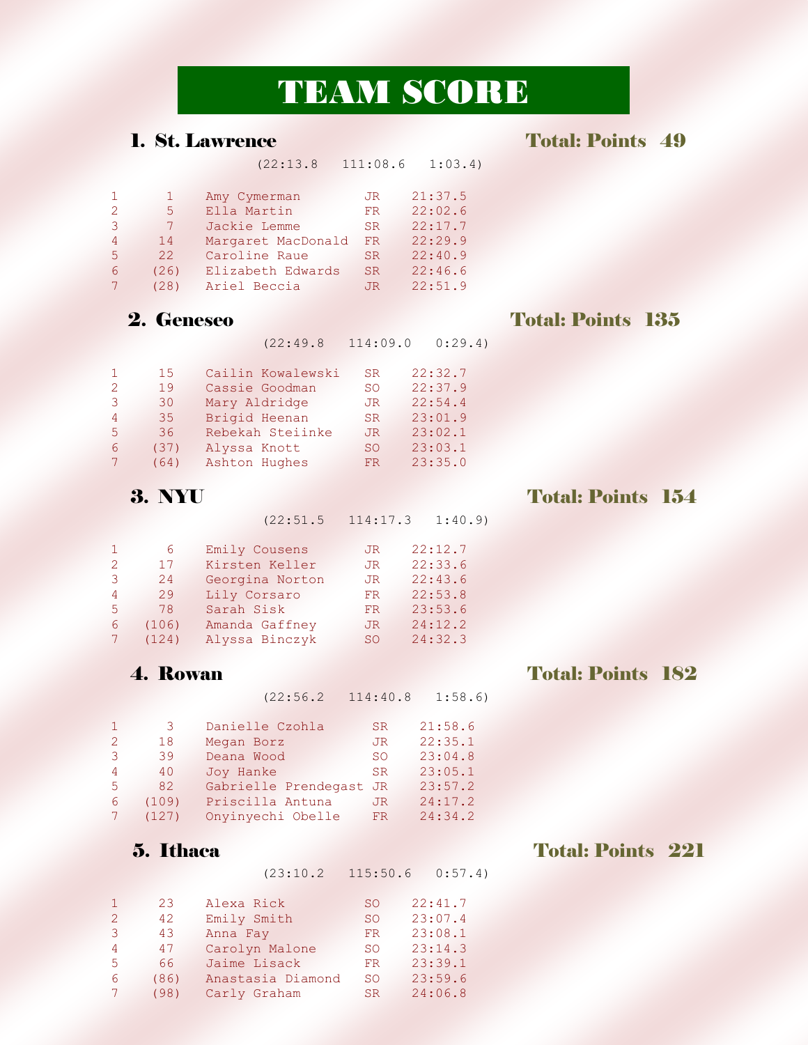# TEAM SCORE

## 1. St. Lawrence — Total: Points 49

(22:13.8 111:08.6 1:03.4)

| | | | | |
|---|---|---|---|---|
| 1 | 1 | Amy Cymerman | JR | 21:37.5 |
| 2 | 5 | Ella Martin | FR | 22:02.6 |
| 3 | 7 | Jackie Lemme | SR | 22:17.7 |
| 4 | 14 | Margaret MacDonald | FR | 22:29.9 |
| 5 | 22 | Caroline Raue | SR | 22:40.9 |
| 6 | (26) | Elizabeth Edwards | SR | 22:46.6 |
| 7 | (28) | Ariel Beccia | JR | 22:51.9 |

## 2. Geneseo — Total: Points 135

(22:49.8 114:09.0 0:29.4)

| | | | | |
|---|---|---|---|---|
| 1 | 15 | Cailin Kowalewski | SR | 22:32.7 |
| 2 | 19 | Cassie Goodman | SO | 22:37.9 |
| 3 | 30 | Mary Aldridge | JR | 22:54.4 |
| 4 | 35 | Brigid Heenan | SR | 23:01.9 |
| 5 | 36 | Rebekah Steiinke | JR | 23:02.1 |
| 6 | (37) | Alyssa Knott | SO | 23:03.1 |
| 7 | (64) | Ashton Hughes | FR | 23:35.0 |

## 3. NYU — Total: Points 154

(22:51.5 114:17.3 1:40.9)

| | | | | |
|---|---|---|---|---|
| 1 | 6 | Emily Cousens | JR | 22:12.7 |
| 2 | 17 | Kirsten Keller | JR | 22:33.6 |
| 3 | 24 | Georgina Norton | JR | 22:43.6 |
| 4 | 29 | Lily Corsaro | FR | 22:53.8 |
| 5 | 78 | Sarah Sisk | FR | 23:53.6 |
| 6 | (106) | Amanda Gaffney | JR | 24:12.2 |
| 7 | (124) | Alyssa Binczyk | SO | 24:32.3 |

## 4. Rowan — Total: Points 182

(22:56.2 114:40.8 1:58.6)

| | | | | |
|---|---|---|---|---|
| 1 | 3 | Danielle Czohla | SR | 21:58.6 |
| 2 | 18 | Megan Borz | JR | 22:35.1 |
| 3 | 39 | Deana Wood | SO | 23:04.8 |
| 4 | 40 | Joy Hanke | SR | 23:05.1 |
| 5 | 82 | Gabrielle Prendegast | JR | 23:57.2 |
| 6 | (109) | Priscilla Antuna | JR | 24:17.2 |
| 7 | (127) | Onyinyechi Obelle | FR | 24:34.2 |

## 5. Ithaca — Total: Points 221

(23:10.2 115:50.6 0:57.4)

| | | | | |
|---|---|---|---|---|
| 1 | 23 | Alexa Rick | SO | 22:41.7 |
| 2 | 42 | Emily Smith | SO | 23:07.4 |
| 3 | 43 | Anna Fay | FR | 23:08.1 |
| 4 | 47 | Carolyn Malone | SO | 23:14.3 |
| 5 | 66 | Jaime Lisack | FR | 23:39.1 |
| 6 | (86) | Anastasia Diamond | SO | 23:59.6 |
| 7 | (98) | Carly Graham | SR | 24:06.8 |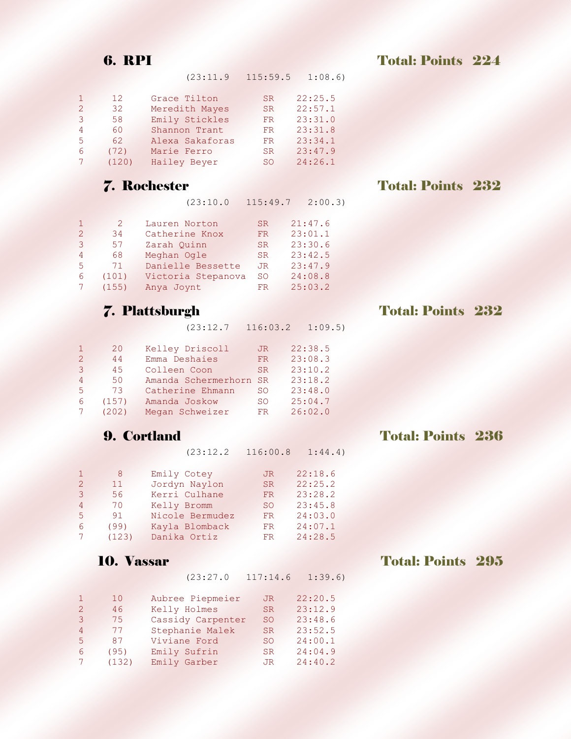## 6. RPI — Total: Points 224

(23:11.9   115:59.5   1:08.6)

| | | | | |
|---|---|---|---|---|
| 1 | 12 | Grace Tilton | SR | 22:25.5 |
| 2 | 32 | Meredith Mayes | SR | 22:57.1 |
| 3 | 58 | Emily Stickles | FR | 23:31.0 |
| 4 | 60 | Shannon Trant | FR | 23:31.8 |
| 5 | 62 | Alexa Sakaforas | FR | 23:34.1 |
| 6 | (72) | Marie Ferro | SR | 23:47.9 |
| 7 | (120) | Hailey Beyer | SO | 24:26.1 |

## 7. Rochester — Total: Points 232

(23:10.0   115:49.7   2:00.3)

| | | | | |
|---|---|---|---|---|
| 1 | 2 | Lauren Norton | SR | 21:47.6 |
| 2 | 34 | Catherine Knox | FR | 23:01.1 |
| 3 | 57 | Zarah Quinn | SR | 23:30.6 |
| 4 | 68 | Meghan Ogle | SR | 23:42.5 |
| 5 | 71 | Danielle Bessette | JR | 23:47.9 |
| 6 | (101) | Victoria Stepanova | SO | 24:08.8 |
| 7 | (155) | Anya Joynt | FR | 25:03.2 |

## 7. Plattsburgh — Total: Points 232

(23:12.7   116:03.2   1:09.5)

| | | | | |
|---|---|---|---|---|
| 1 | 20 | Kelley Driscoll | JR | 22:38.5 |
| 2 | 44 | Emma Deshaies | FR | 23:08.3 |
| 3 | 45 | Colleen Coon | SR | 23:10.2 |
| 4 | 50 | Amanda Schermerhorn | SR | 23:18.2 |
| 5 | 73 | Catherine Ehmann | SO | 23:48.0 |
| 6 | (157) | Amanda Joskow | SO | 25:04.7 |
| 7 | (202) | Megan Schweizer | FR | 26:02.0 |

## 9. Cortland — Total: Points 236

(23:12.2   116:00.8   1:44.4)

| | | | | |
|---|---|---|---|---|
| 1 | 8 | Emily Cotey | JR | 22:18.6 |
| 2 | 11 | Jordyn Naylon | SR | 22:25.2 |
| 3 | 56 | Kerri Culhane | FR | 23:28.2 |
| 4 | 70 | Kelly Bromm | SO | 23:45.8 |
| 5 | 91 | Nicole Bermudez | FR | 24:03.0 |
| 6 | (99) | Kayla Blomback | FR | 24:07.1 |
| 7 | (123) | Danika Ortiz | FR | 24:28.5 |

## 10. Vassar — Total: Points 295

(23:27.0   117:14.6   1:39.6)

| | | | | |
|---|---|---|---|---|
| 1 | 10 | Aubree Piepmeier | JR | 22:20.5 |
| 2 | 46 | Kelly Holmes | SR | 23:12.9 |
| 3 | 75 | Cassidy Carpenter | SO | 23:48.6 |
| 4 | 77 | Stephanie Malek | SR | 23:52.5 |
| 5 | 87 | Viviane Ford | SO | 24:00.1 |
| 6 | (95) | Emily Sufrin | SR | 24:04.9 |
| 7 | (132) | Emily Garber | JR | 24:40.2 |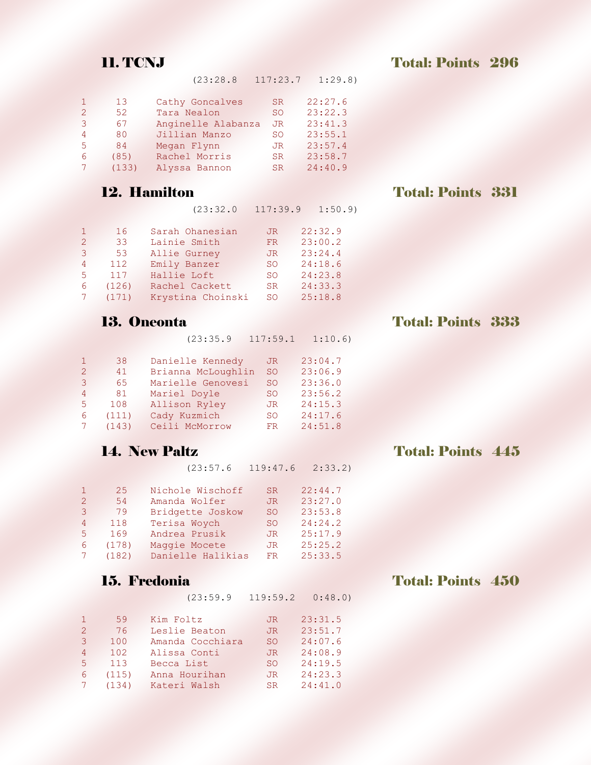## 11. TCNJ

**Total: Points 296**

(23:28.8 117:23.7 1:29.8)

| | | | | |
|---|---|---|---|---|
| 1 | 13 | Cathy Goncalves | SR | 22:27.6 |
| 2 | 52 | Tara Nealon | SO | 23:22.3 |
| 3 | 67 | Anginelle Alabanza | JR | 23:41.3 |
| 4 | 80 | Jillian Manzo | SO | 23:55.1 |
| 5 | 84 | Megan Flynn | JR | 23:57.4 |
| 6 | (85) | Rachel Morris | SR | 23:58.7 |
| 7 | (133) | Alyssa Bannon | SR | 24:40.9 |

## 12. Hamilton

**Total: Points 331**

(23:32.0 117:39.9 1:50.9)

| | | | | |
|---|---|---|---|---|
| 1 | 16 | Sarah Ohanesian | JR | 22:32.9 |
| 2 | 33 | Lainie Smith | FR | 23:00.2 |
| 3 | 53 | Allie Gurney | JR | 23:24.4 |
| 4 | 112 | Emily Banzer | SO | 24:18.6 |
| 5 | 117 | Hallie Loft | SO | 24:23.8 |
| 6 | (126) | Rachel Cackett | SR | 24:33.3 |
| 7 | (171) | Krystina Choinski | SO | 25:18.8 |

## 13. Oneonta

**Total: Points 333**

(23:35.9 117:59.1 1:10.6)

| | | | | |
|---|---|---|---|---|
| 1 | 38 | Danielle Kennedy | JR | 23:04.7 |
| 2 | 41 | Brianna McLoughlin | SO | 23:06.9 |
| 3 | 65 | Marielle Genovesi | SO | 23:36.0 |
| 4 | 81 | Mariel Doyle | SO | 23:56.2 |
| 5 | 108 | Allison Ryley | JR | 24:15.3 |
| 6 | (111) | Cady Kuzmich | SO | 24:17.6 |
| 7 | (143) | Ceili McMorrow | FR | 24:51.8 |

## 14. New Paltz

**Total: Points 445**

(23:57.6 119:47.6 2:33.2)

| | | | | |
|---|---|---|---|---|
| 1 | 25 | Nichole Wischoff | SR | 22:44.7 |
| 2 | 54 | Amanda Wolfer | JR | 23:27.0 |
| 3 | 79 | Bridgette Joskow | SO | 23:53.8 |
| 4 | 118 | Terisa Woych | SO | 24:24.2 |
| 5 | 169 | Andrea Prusik | JR | 25:17.9 |
| 6 | (178) | Maggie Mocete | JR | 25:25.2 |
| 7 | (182) | Danielle Halikias | FR | 25:33.5 |

## 15. Fredonia

**Total: Points 450**

(23:59.9 119:59.2 0:48.0)

| | | | | |
|---|---|---|---|---|
| 1 | 59 | Kim Foltz | JR | 23:31.5 |
| 2 | 76 | Leslie Beaton | JR | 23:51.7 |
| 3 | 100 | Amanda Cocchiara | SO | 24:07.6 |
| 4 | 102 | Alissa Conti | JR | 24:08.9 |
| 5 | 113 | Becca List | SO | 24:19.5 |
| 6 | (115) | Anna Hourihan | JR | 24:23.3 |
| 7 | (134) | Kateri Walsh | SR | 24:41.0 |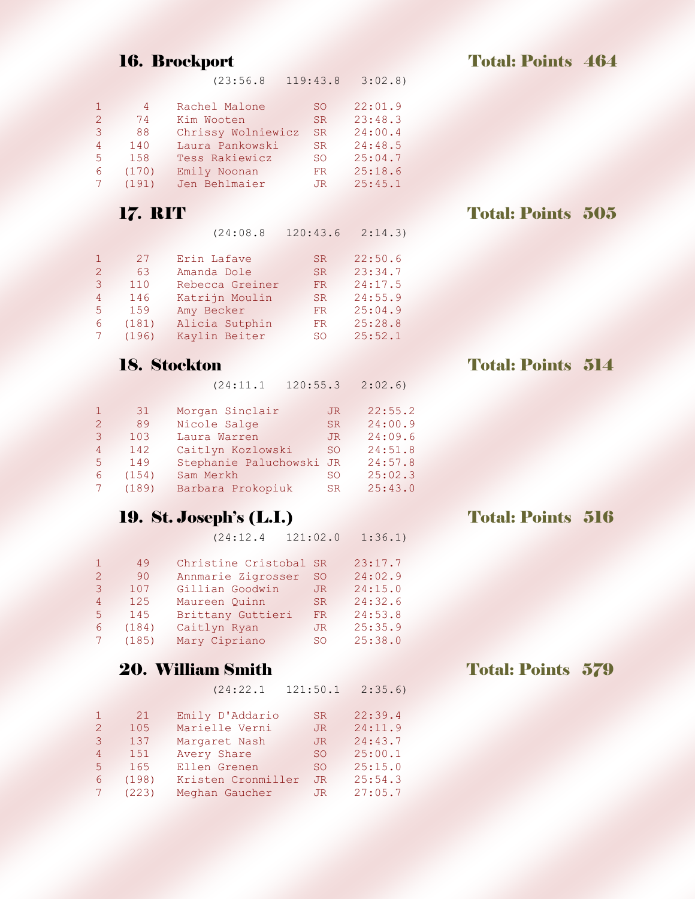## 16. Brockport — Total: Points 464

(23:56.8 119:43.8 3:02.8)

| | | | | |
|---|---|---|---|---|
| 1 | 4 | Rachel Malone | SO | 22:01.9 |
| 2 | 74 | Kim Wooten | SR | 23:48.3 |
| 3 | 88 | Chrissy Wolniewicz | SR | 24:00.4 |
| 4 | 140 | Laura Pankowski | SR | 24:48.5 |
| 5 | 158 | Tess Rakiewicz | SO | 25:04.7 |
| 6 | (170) | Emily Noonan | FR | 25:18.6 |
| 7 | (191) | Jen Behlmaier | JR | 25:45.1 |

## 17. RIT — Total: Points 505

(24:08.8 120:43.6 2:14.3)

| | | | | |
|---|---|---|---|---|
| 1 | 27 | Erin Lafave | SR | 22:50.6 |
| 2 | 63 | Amanda Dole | SR | 23:34.7 |
| 3 | 110 | Rebecca Greiner | FR | 24:17.5 |
| 4 | 146 | Katrijn Moulin | SR | 24:55.9 |
| 5 | 159 | Amy Becker | FR | 25:04.9 |
| 6 | (181) | Alicia Sutphin | FR | 25:28.8 |
| 7 | (196) | Kaylin Beiter | SO | 25:52.1 |

## 18. Stockton — Total: Points 514

(24:11.1 120:55.3 2:02.6)

| | | | | |
|---|---|---|---|---|
| 1 | 31 | Morgan Sinclair | JR | 22:55.2 |
| 2 | 89 | Nicole Salge | SR | 24:00.9 |
| 3 | 103 | Laura Warren | JR | 24:09.6 |
| 4 | 142 | Caitlyn Kozlowski | SO | 24:51.8 |
| 5 | 149 | Stephanie Paluchowski | JR | 24:57.8 |
| 6 | (154) | Sam Merkh | SO | 25:02.3 |
| 7 | (189) | Barbara Prokopiuk | SR | 25:43.0 |

## 19. St. Joseph's (L.I.) — Total: Points 516

(24:12.4 121:02.0 1:36.1)

| | | | | |
|---|---|---|---|---|
| 1 | 49 | Christine Cristobal | SR | 23:17.7 |
| 2 | 90 | Annmarie Zigrosser | SO | 24:02.9 |
| 3 | 107 | Gillian Goodwin | JR | 24:15.0 |
| 4 | 125 | Maureen Quinn | SR | 24:32.6 |
| 5 | 145 | Brittany Guttieri | FR | 24:53.8 |
| 6 | (184) | Caitlyn Ryan | JR | 25:35.9 |
| 7 | (185) | Mary Cipriano | SO | 25:38.0 |

## 20. William Smith — Total: Points 579

(24:22.1 121:50.1 2:35.6)

| | | | | |
|---|---|---|---|---|
| 1 | 21 | Emily D'Addario | SR | 22:39.4 |
| 2 | 105 | Marielle Verni | JR | 24:11.9 |
| 3 | 137 | Margaret Nash | JR | 24:43.7 |
| 4 | 151 | Avery Share | SO | 25:00.1 |
| 5 | 165 | Ellen Grenen | SO | 25:15.0 |
| 6 | (198) | Kristen Cronmiller | JR | 25:54.3 |
| 7 | (223) | Meghan Gaucher | JR | 27:05.7 |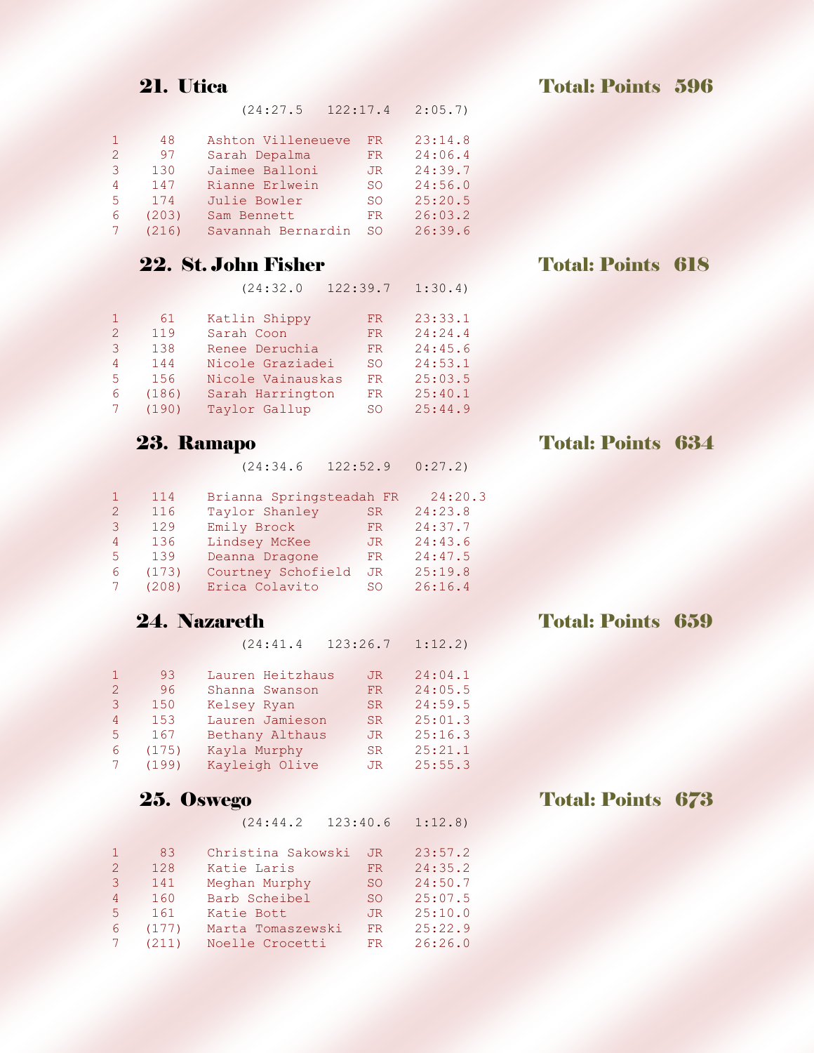## 21. Utica — Total: Points 596

(24:27.5 122:17.4 2:05.7)

| | | | | |
|---|---|---|---|---|
| 1 | 48 | Ashton Villeneueve | FR | 23:14.8 |
| 2 | 97 | Sarah Depalma | FR | 24:06.4 |
| 3 | 130 | Jaimee Balloni | JR | 24:39.7 |
| 4 | 147 | Rianne Erlwein | SO | 24:56.0 |
| 5 | 174 | Julie Bowler | SO | 25:20.5 |
| 6 | (203) | Sam Bennett | FR | 26:03.2 |
| 7 | (216) | Savannah Bernardin | SO | 26:39.6 |

## 22. St. John Fisher — Total: Points 618

(24:32.0 122:39.7 1:30.4)

| | | | | |
|---|---|---|---|---|
| 1 | 61 | Katlin Shippy | FR | 23:33.1 |
| 2 | 119 | Sarah Coon | FR | 24:24.4 |
| 3 | 138 | Renee Deruchia | FR | 24:45.6 |
| 4 | 144 | Nicole Graziadei | SO | 24:53.1 |
| 5 | 156 | Nicole Vainauskas | FR | 25:03.5 |
| 6 | (186) | Sarah Harrington | FR | 25:40.1 |
| 7 | (190) | Taylor Gallup | SO | 25:44.9 |

## 23. Ramapo — Total: Points 634

(24:34.6 122:52.9 0:27.2)

| | | | | |
|---|---|---|---|---|
| 1 | 114 | Brianna Springsteadah | FR | 24:20.3 |
| 2 | 116 | Taylor Shanley | SR | 24:23.8 |
| 3 | 129 | Emily Brock | FR | 24:37.7 |
| 4 | 136 | Lindsey McKee | JR | 24:43.6 |
| 5 | 139 | Deanna Dragone | FR | 24:47.5 |
| 6 | (173) | Courtney Schofield | JR | 25:19.8 |
| 7 | (208) | Erica Colavito | SO | 26:16.4 |

## 24. Nazareth — Total: Points 659

(24:41.4 123:26.7 1:12.2)

| | | | | |
|---|---|---|---|---|
| 1 | 93 | Lauren Heitzhaus | JR | 24:04.1 |
| 2 | 96 | Shanna Swanson | FR | 24:05.5 |
| 3 | 150 | Kelsey Ryan | SR | 24:59.5 |
| 4 | 153 | Lauren Jamieson | SR | 25:01.3 |
| 5 | 167 | Bethany Althaus | JR | 25:16.3 |
| 6 | (175) | Kayla Murphy | SR | 25:21.1 |
| 7 | (199) | Kayleigh Olive | JR | 25:55.3 |

## 25. Oswego — Total: Points 673

(24:44.2 123:40.6 1:12.8)

| | | | | |
|---|---|---|---|---|
| 1 | 83 | Christina Sakowski | JR | 23:57.2 |
| 2 | 128 | Katie Laris | FR | 24:35.2 |
| 3 | 141 | Meghan Murphy | SO | 24:50.7 |
| 4 | 160 | Barb Scheibel | SO | 25:07.5 |
| 5 | 161 | Katie Bott | JR | 25:10.0 |
| 6 | (177) | Marta Tomaszewski | FR | 25:22.9 |
| 7 | (211) | Noelle Crocetti | FR | 26:26.0 |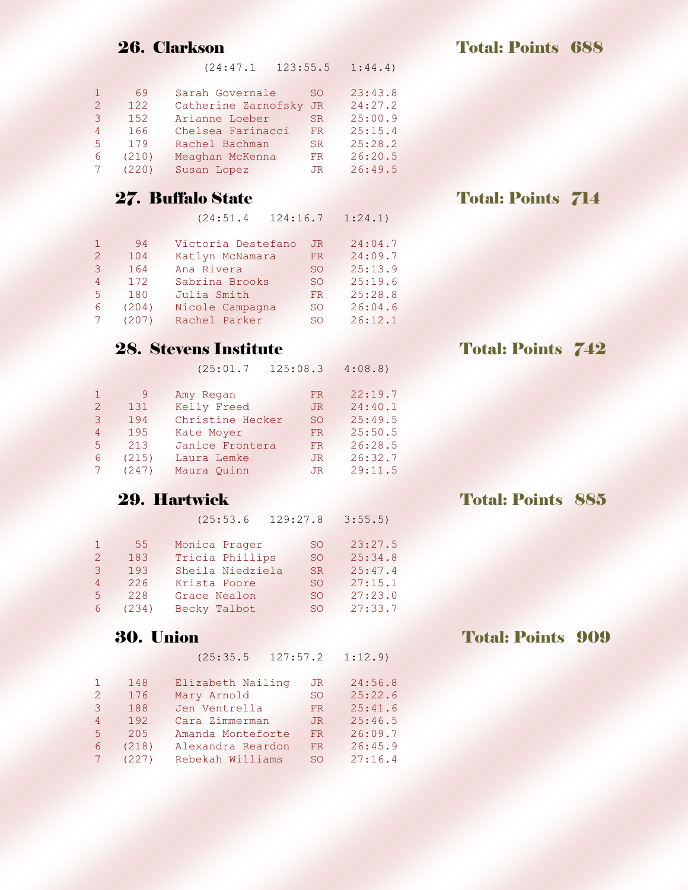## 26. Clarkson — Total: Points 688

(24:47.1   123:55.5   1:44.4)

| | | | | |
|---|---|---|---|---|
| 1 | 69 | Sarah Governale | SO | 23:43.8 |
| 2 | 122 | Catherine Zarnofsky | JR | 24:27.2 |
| 3 | 152 | Arianne Loeber | SR | 25:00.9 |
| 4 | 166 | Chelsea Farinacci | FR | 25:15.4 |
| 5 | 179 | Rachel Bachman | SR | 25:28.2 |
| 6 | (210) | Meaghan McKenna | FR | 26:20.5 |
| 7 | (220) | Susan Lopez | JR | 26:49.5 |

## 27. Buffalo State — Total: Points 714

(24:51.4   124:16.7   1:24.1)

| | | | | |
|---|---|---|---|---|
| 1 | 94 | Victoria Destefano | JR | 24:04.7 |
| 2 | 104 | Katlyn McNamara | FR | 24:09.7 |
| 3 | 164 | Ana Rivera | SO | 25:13.9 |
| 4 | 172 | Sabrina Brooks | SO | 25:19.6 |
| 5 | 180 | Julia Smith | FR | 25:28.8 |
| 6 | (204) | Nicole Campagna | SO | 26:04.6 |
| 7 | (207) | Rachel Parker | SO | 26:12.1 |

## 28. Stevens Institute — Total: Points 742

(25:01.7   125:08.3   4:08.8)

| | | | | |
|---|---|---|---|---|
| 1 | 9 | Amy Regan | FR | 22:19.7 |
| 2 | 131 | Kelly Freed | JR | 24:40.1 |
| 3 | 194 | Christine Hecker | SO | 25:49.5 |
| 4 | 195 | Kate Moyer | FR | 25:50.5 |
| 5 | 213 | Janice Frontera | FR | 26:28.5 |
| 6 | (215) | Laura Lemke | JR | 26:32.7 |
| 7 | (247) | Maura Quinn | JR | 29:11.5 |

## 29. Hartwick — Total: Points 885

(25:53.6   129:27.8   3:55.5)

| | | | | |
|---|---|---|---|---|
| 1 | 55 | Monica Prager | SO | 23:27.5 |
| 2 | 183 | Tricia Phillips | SO | 25:34.8 |
| 3 | 193 | Sheila Niedziela | SR | 25:47.4 |
| 4 | 226 | Krista Poore | SO | 27:15.1 |
| 5 | 228 | Grace Nealon | SO | 27:23.0 |
| 6 | (234) | Becky Talbot | SO | 27:33.7 |

## 30. Union — Total: Points 909

(25:35.5   127:57.2   1:12.9)

| | | | | |
|---|---|---|---|---|
| 1 | 148 | Elizabeth Nailing | JR | 24:56.8 |
| 2 | 176 | Mary Arnold | SO | 25:22.6 |
| 3 | 188 | Jen Ventrella | FR | 25:41.6 |
| 4 | 192 | Cara Zimmerman | JR | 25:46.5 |
| 5 | 205 | Amanda Monteforte | FR | 26:09.7 |
| 6 | (218) | Alexandra Reardon | FR | 26:45.9 |
| 7 | (227) | Rebekah Williams | SO | 27:16.4 |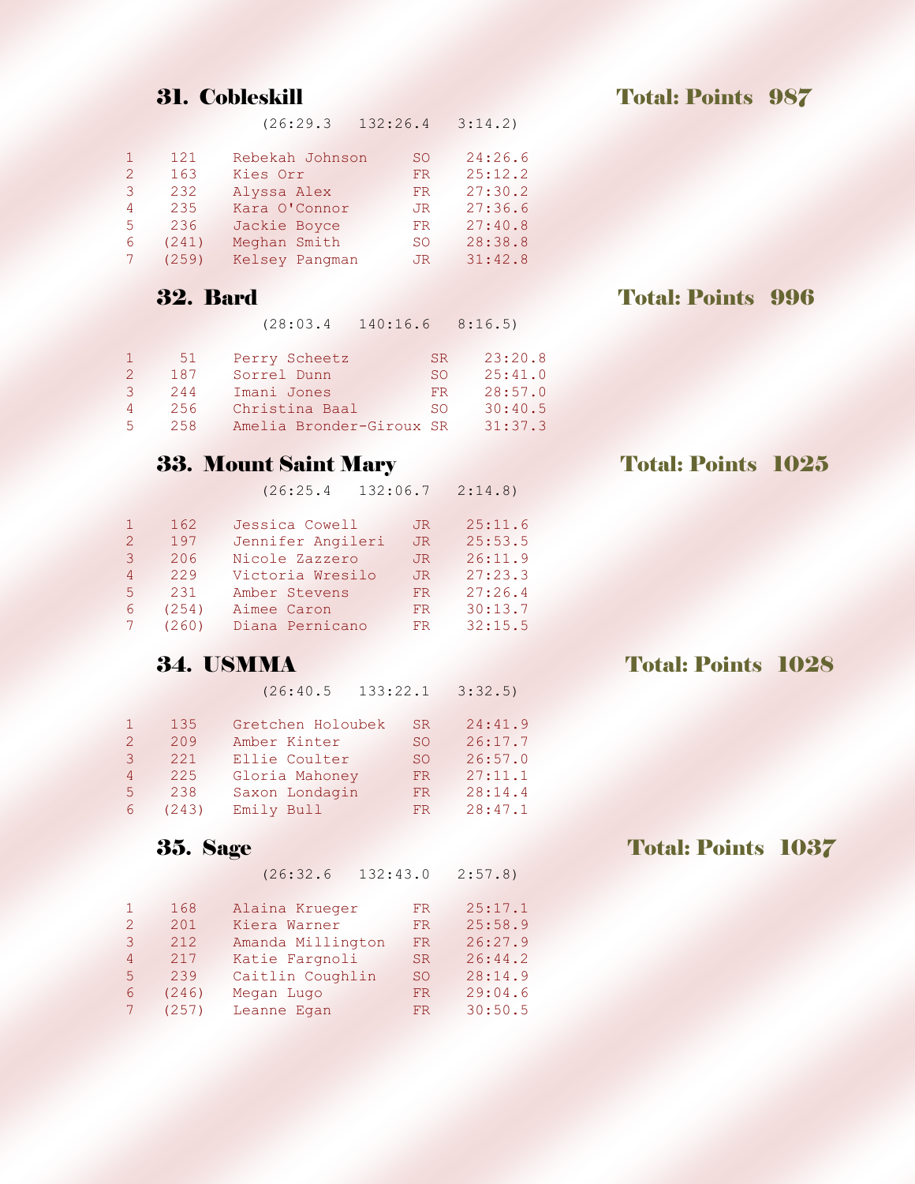## 31. Cobleskill — Total: Points 987

(26:29.3 132:26.4 3:14.2)

| | | | | |
|---|---|---|---|---|
| 1 | 121 | Rebekah Johnson | SO | 24:26.6 |
| 2 | 163 | Kies Orr | FR | 25:12.2 |
| 3 | 232 | Alyssa Alex | FR | 27:30.2 |
| 4 | 235 | Kara O'Connor | JR | 27:36.6 |
| 5 | 236 | Jackie Boyce | FR | 27:40.8 |
| 6 | (241) | Meghan Smith | SO | 28:38.8 |
| 7 | (259) | Kelsey Pangman | JR | 31:42.8 |

## 32. Bard — Total: Points 996

(28:03.4 140:16.6 8:16.5)

| | | | | |
|---|---|---|---|---|
| 1 | 51 | Perry Scheetz | SR | 23:20.8 |
| 2 | 187 | Sorrel Dunn | SO | 25:41.0 |
| 3 | 244 | Imani Jones | FR | 28:57.0 |
| 4 | 256 | Christina Baal | SO | 30:40.5 |
| 5 | 258 | Amelia Bronder-Giroux | SR | 31:37.3 |

## 33. Mount Saint Mary — Total: Points 1025

(26:25.4 132:06.7 2:14.8)

| | | | | |
|---|---|---|---|---|
| 1 | 162 | Jessica Cowell | JR | 25:11.6 |
| 2 | 197 | Jennifer Angileri | JR | 25:53.5 |
| 3 | 206 | Nicole Zazzero | JR | 26:11.9 |
| 4 | 229 | Victoria Wresilo | JR | 27:23.3 |
| 5 | 231 | Amber Stevens | FR | 27:26.4 |
| 6 | (254) | Aimee Caron | FR | 30:13.7 |
| 7 | (260) | Diana Pernicano | FR | 32:15.5 |

## 34. USMMA — Total: Points 1028

(26:40.5 133:22.1 3:32.5)

| | | | | |
|---|---|---|---|---|
| 1 | 135 | Gretchen Holoubek | SR | 24:41.9 |
| 2 | 209 | Amber Kinter | SO | 26:17.7 |
| 3 | 221 | Ellie Coulter | SO | 26:57.0 |
| 4 | 225 | Gloria Mahoney | FR | 27:11.1 |
| 5 | 238 | Saxon Londagin | FR | 28:14.4 |
| 6 | (243) | Emily Bull | FR | 28:47.1 |

## 35. Sage — Total: Points 1037

(26:32.6 132:43.0 2:57.8)

| | | | | |
|---|---|---|---|---|
| 1 | 168 | Alaina Krueger | FR | 25:17.1 |
| 2 | 201 | Kiera Warner | FR | 25:58.9 |
| 3 | 212 | Amanda Millington | FR | 26:27.9 |
| 4 | 217 | Katie Fargnoli | SR | 26:44.2 |
| 5 | 239 | Caitlin Coughlin | SO | 28:14.9 |
| 6 | (246) | Megan Lugo | FR | 29:04.6 |
| 7 | (257) | Leanne Egan | FR | 30:50.5 |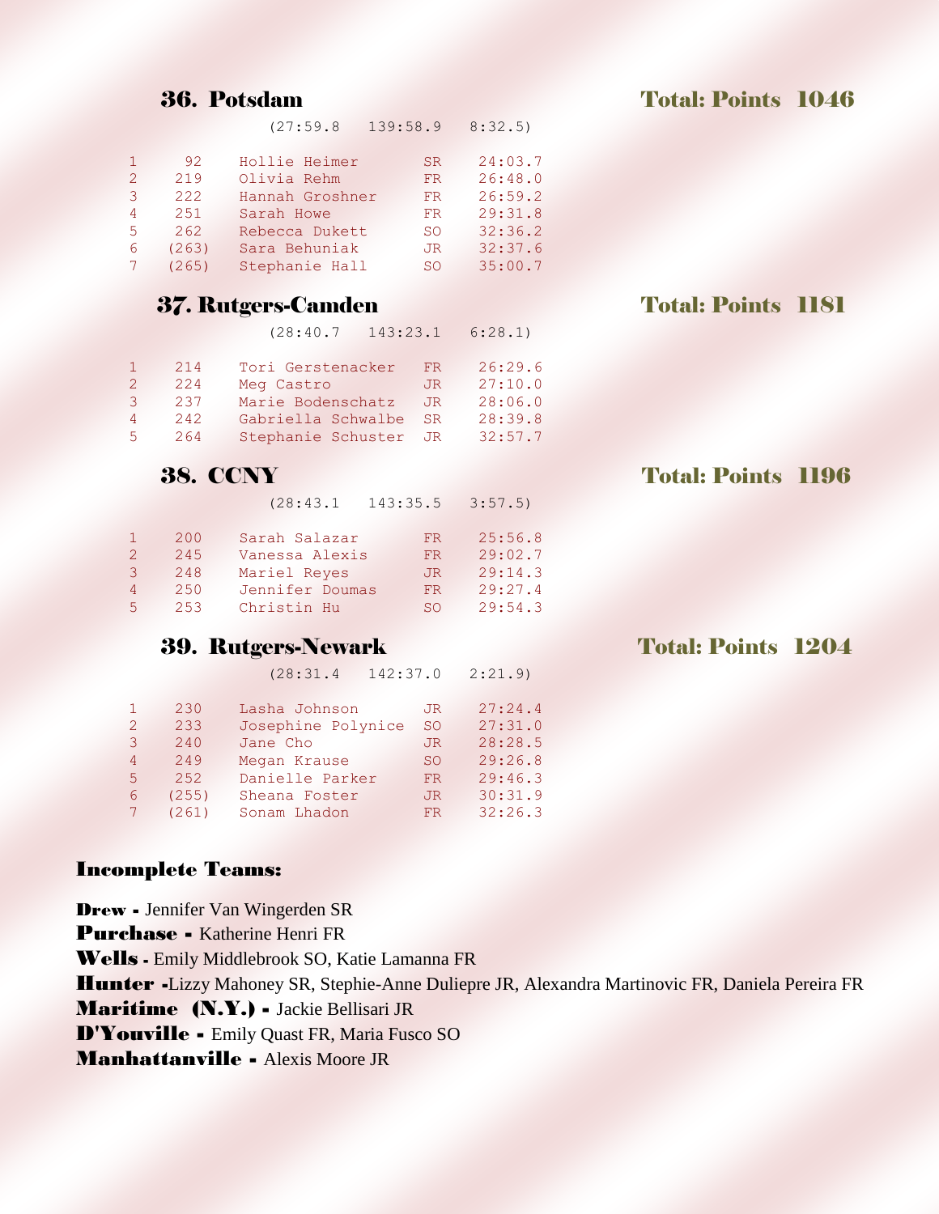### 36. Potsdam — Total: Points 1046

(27:59.8 139:58.9 8:32.5)

| | | | | |
|---|---|---|---|---|
| 1 | 92 | Hollie Heimer | SR | 24:03.7 |
| 2 | 219 | Olivia Rehm | FR | 26:48.0 |
| 3 | 222 | Hannah Groshner | FR | 26:59.2 |
| 4 | 251 | Sarah Howe | FR | 29:31.8 |
| 5 | 262 | Rebecca Dukett | SO | 32:36.2 |
| 6 | (263) | Sara Behuniak | JR | 32:37.6 |
| 7 | (265) | Stephanie Hall | SO | 35:00.7 |

### 37. Rutgers-Camden — Total: Points 1181

(28:40.7 143:23.1 6:28.1)

| | | | | |
|---|---|---|---|---|
| 1 | 214 | Tori Gerstenacker | FR | 26:29.6 |
| 2 | 224 | Meg Castro | JR | 27:10.0 |
| 3 | 237 | Marie Bodenschatz | JR | 28:06.0 |
| 4 | 242 | Gabriella Schwalbe | SR | 28:39.8 |
| 5 | 264 | Stephanie Schuster | JR | 32:57.7 |

### 38. CCNY — Total: Points 1196

(28:43.1 143:35.5 3:57.5)

| | | | | |
|---|---|---|---|---|
| 1 | 200 | Sarah Salazar | FR | 25:56.8 |
| 2 | 245 | Vanessa Alexis | FR | 29:02.7 |
| 3 | 248 | Mariel Reyes | JR | 29:14.3 |
| 4 | 250 | Jennifer Doumas | FR | 29:27.4 |
| 5 | 253 | Christin Hu | SO | 29:54.3 |

### 39. Rutgers-Newark — Total: Points 1204

(28:31.4 142:37.0 2:21.9)

| | | | | |
|---|---|---|---|---|
| 1 | 230 | Lasha Johnson | JR | 27:24.4 |
| 2 | 233 | Josephine Polynice | SO | 27:31.0 |
| 3 | 240 | Jane Cho | JR | 28:28.5 |
| 4 | 249 | Megan Krause | SO | 29:26.8 |
| 5 | 252 | Danielle Parker | FR | 29:46.3 |
| 6 | (255) | Sheana Foster | JR | 30:31.9 |
| 7 | (261) | Sonam Lhadon | FR | 32:26.3 |

### Incomplete Teams:

**Drew -** Jennifer Van Wingerden SR
**Purchase -** Katherine Henri FR
**Wells -** Emily Middlebrook SO, Katie Lamanna FR
**Hunter -** Lizzy Mahoney SR, Stephie-Anne Duliepre JR, Alexandra Martinovic FR, Daniela Pereira FR
**Maritime (N.Y.) -** Jackie Bellisari JR
**D'Youville -** Emily Quast FR, Maria Fusco SO
**Manhattanville -** Alexis Moore JR